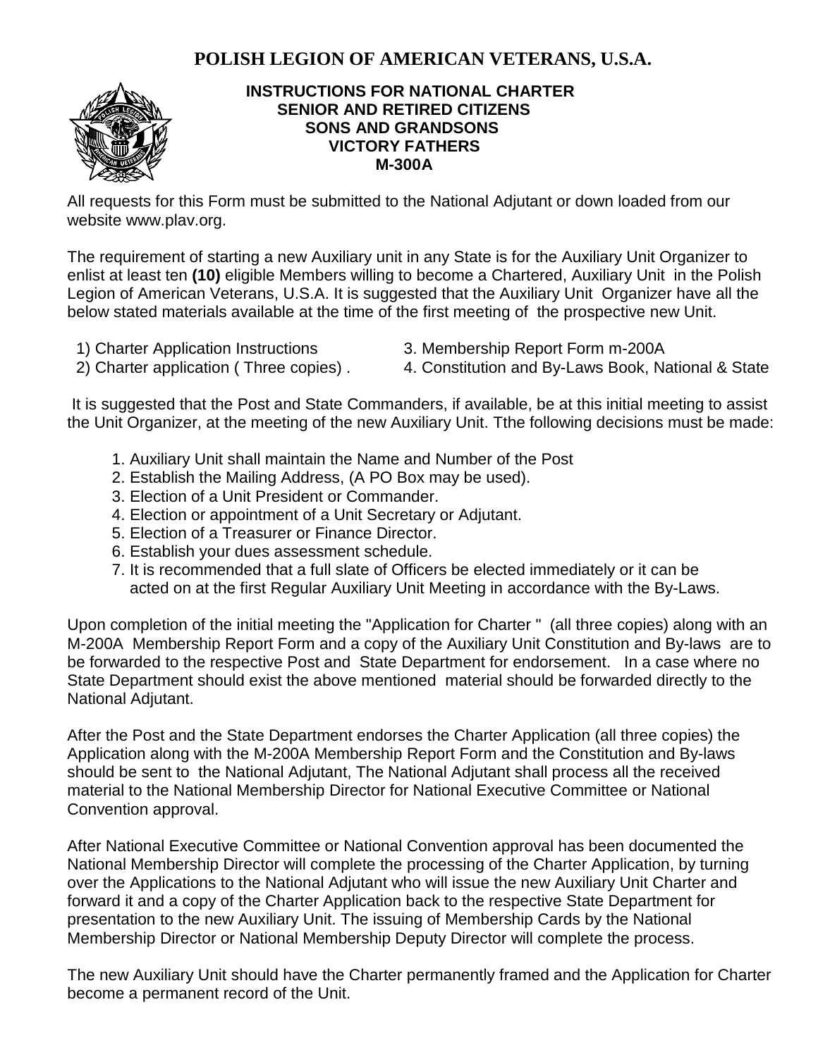# POLISH LEGION OF AMERICAN VETERANS, U.S.A.

**INSTRUCTIONS FOR NATIONAL CHARTER**
**SENIOR AND RETIRED CITIZENS**
**SONS AND GRANDSONS**
**VICTORY FATHERS**
**M-300A**

All requests for this Form must be submitted to the National Adjutant or down loaded from our website www.plav.org.

The requirement of starting a new Auxiliary unit in any State is for the Auxiliary Unit Organizer to enlist at least ten **(10)** eligible Members willing to become a Chartered, Auxiliary Unit in the Polish Legion of American Veterans, U.S.A. It is suggested that the Auxiliary Unit Organizer have all the below stated materials available at the time of the first meeting of the prospective new Unit.

1) Charter Application Instructions
2) Charter application ( Three copies) .
3. Membership Report Form m-200A
4. Constitution and By-Laws Book, National & State

It is suggested that the Post and State Commanders, if available, be at this initial meeting to assist the Unit Organizer, at the meeting of the new Auxiliary Unit. Tthe following decisions must be made:

1. Auxiliary Unit shall maintain the Name and Number of the Post
2. Establish the Mailing Address, (A PO Box may be used).
3. Election of a Unit President or Commander.
4. Election or appointment of a Unit Secretary or Adjutant.
5. Election of a Treasurer or Finance Director.
6. Establish your dues assessment schedule.
7. It is recommended that a full slate of Officers be elected immediately or it can be acted on at the first Regular Auxiliary Unit Meeting in accordance with the By-Laws.

Upon completion of the initial meeting the "Application for Charter " (all three copies) along with an M-200A Membership Report Form and a copy of the Auxiliary Unit Constitution and By-laws are to be forwarded to the respective Post and State Department for endorsement. In a case where no State Department should exist the above mentioned material should be forwarded directly to the National Adjutant.

After the Post and the State Department endorses the Charter Application (all three copies) the Application along with the M-200A Membership Report Form and the Constitution and By-laws should be sent to the National Adjutant, The National Adjutant shall process all the received material to the National Membership Director for National Executive Committee or National Convention approval.

After National Executive Committee or National Convention approval has been documented the National Membership Director will complete the processing of the Charter Application, by turning over the Applications to the National Adjutant who will issue the new Auxiliary Unit Charter and forward it and a copy of the Charter Application back to the respective State Department for presentation to the new Auxiliary Unit. The issuing of Membership Cards by the National Membership Director or National Membership Deputy Director will complete the process.

The new Auxiliary Unit should have the Charter permanently framed and the Application for Charter become a permanent record of the Unit.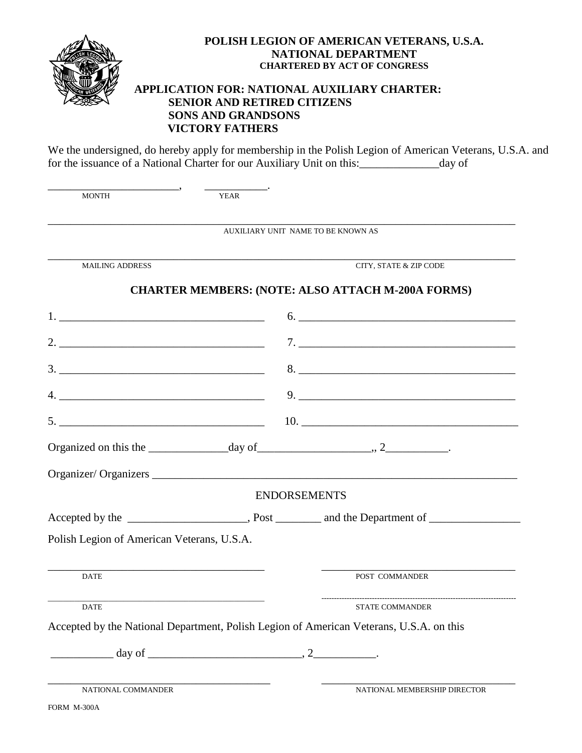# POLISH LEGION OF AMERICAN VETERANS, U.S.A.
## NATIONAL DEPARTMENT
**CHARTERED BY ACT OF CONGRESS**

## APPLICATION FOR: NATIONAL AUXILIARY CHARTER:
**SENIOR AND RETIRED CITIZENS**
**SONS AND GRANDSONS**
**VICTORY FATHERS**

We the undersigned, do hereby apply for membership in the Polish Legion of American Veterans, U.S.A. and for the issuance of a National Charter for our Auxiliary Unit on this:______________day of

________________________, ___________.
MONTH YEAR

_____________________________________________________________________________
AUXILIARY UNIT NAME TO BE KNOWN AS

_____________________________________________________________________________
MAILING ADDRESS CITY, STATE & ZIP CODE

### CHARTER MEMBERS: (NOTE: ALSO ATTACH M-200A FORMS)

| | |
|---|---|
| 1. ____________________________________ | 6. ____________________________________ |
| 2. ____________________________________ | 7. ____________________________________ |
| 3. ____________________________________ | 8. ____________________________________ |
| 4. ____________________________________ | 9. ____________________________________ |
| 5. ____________________________________ | 10. ____________________________________ |

Organized on this the ______________day of____________________,, 2___________.

Organizer/ Organizers _______________________________________________________________

ENDORSEMENTS

Accepted by the _____________________, Post ________ and the Department of ________________

Polish Legion of American Veterans, U.S.A.

_______________________________________ _______________________________________
DATE POST COMMANDER

_______________________________________ _______________________________________
DATE STATE COMMANDER

Accepted by the National Department, Polish Legion of American Veterans, U.S.A. on this

___________ day of ___________________________, 2___________.

_______________________________________ _______________________________________
NATIONAL COMMANDER NATIONAL MEMBERSHIP DIRECTOR

FORM M-300A